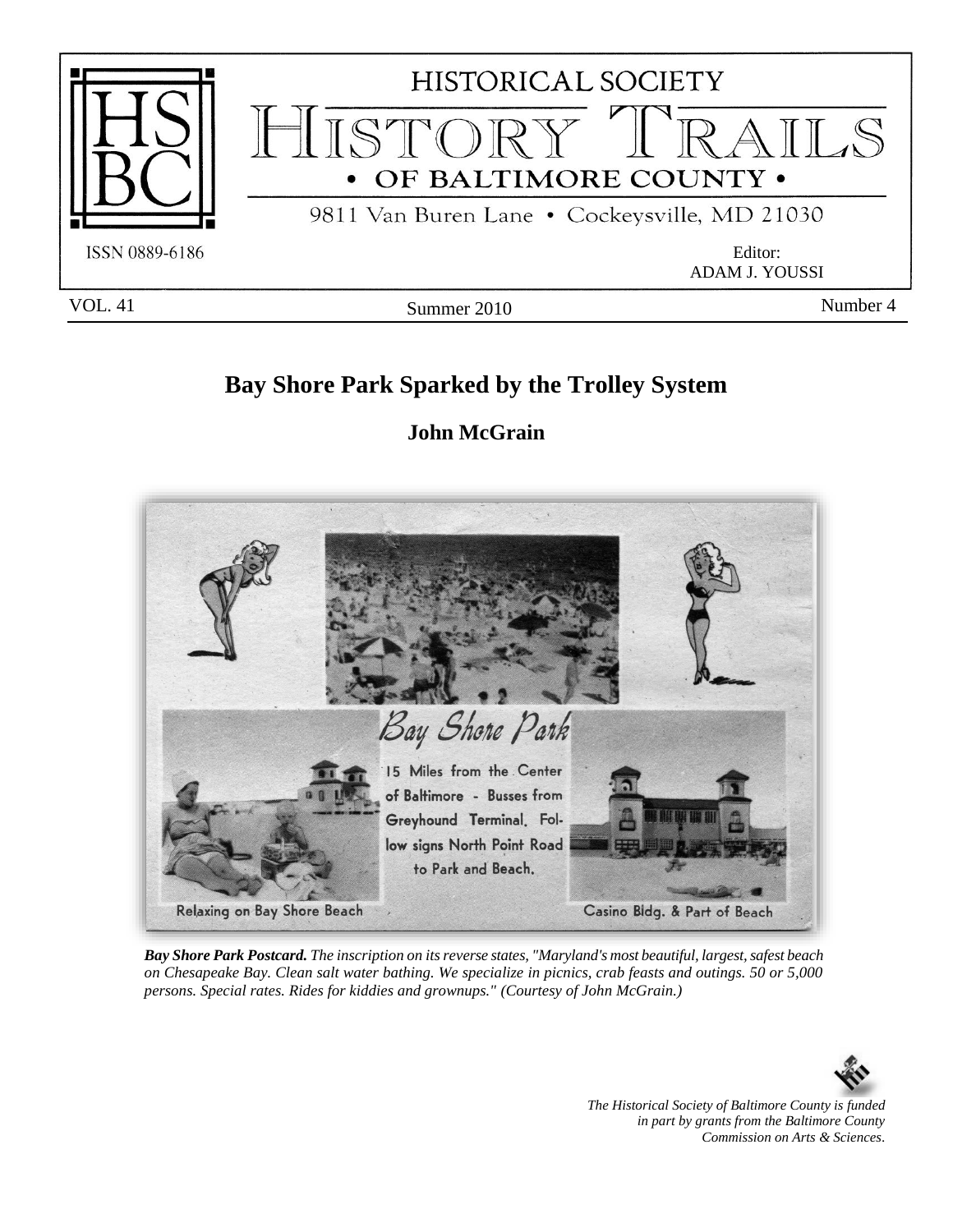# HISTORICAL SOCIETY HISTORY TRAILS • OF BALTIMORE COUNTY •

9811 Van Buren Lane • Cockeysville, MD 21030

ISSN 0889-6186

Editor:
ADAM J. YOUSSI

VOL. 41 Summer 2010 Number 4

## Bay Shore Park Sparked by the Trolley System

**John McGrain**

***Bay Shore Park Postcard.*** *The inscription on its reverse states, "Maryland's most beautiful, largest, safest beach on Chesapeake Bay. Clean salt water bathing. We specialize in picnics, crab feasts and outings. 50 or 5,000 persons. Special rates. Rides for kiddies and grownups." (Courtesy of John McGrain.)*

*The Historical Society of Baltimore County is funded in part by grants from the Baltimore County Commission on Arts & Sciences.*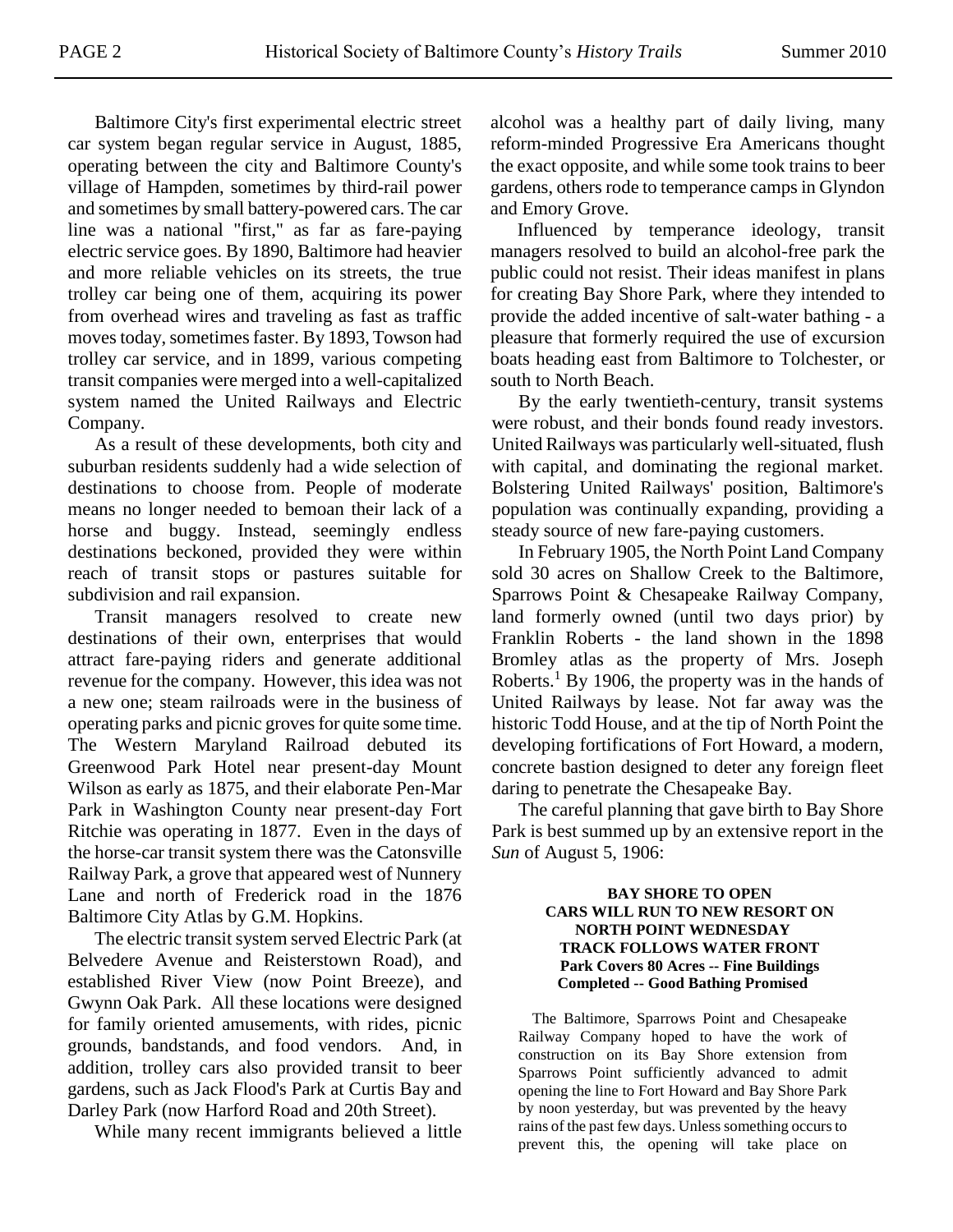Baltimore City's first experimental electric street car system began regular service in August, 1885, operating between the city and Baltimore County's village of Hampden, sometimes by third-rail power and sometimes by small battery-powered cars. The car line was a national "first," as far as fare-paying electric service goes. By 1890, Baltimore had heavier and more reliable vehicles on its streets, the true trolley car being one of them, acquiring its power from overhead wires and traveling as fast as traffic moves today, sometimes faster. By 1893, Towson had trolley car service, and in 1899, various competing transit companies were merged into a well-capitalized system named the United Railways and Electric Company.

As a result of these developments, both city and suburban residents suddenly had a wide selection of destinations to choose from. People of moderate means no longer needed to bemoan their lack of a horse and buggy. Instead, seemingly endless destinations beckoned, provided they were within reach of transit stops or pastures suitable for subdivision and rail expansion.

Transit managers resolved to create new destinations of their own, enterprises that would attract fare-paying riders and generate additional revenue for the company. However, this idea was not a new one; steam railroads were in the business of operating parks and picnic groves for quite some time. The Western Maryland Railroad debuted its Greenwood Park Hotel near present-day Mount Wilson as early as 1875, and their elaborate Pen-Mar Park in Washington County near present-day Fort Ritchie was operating in 1877. Even in the days of the horse-car transit system there was the Catonsville Railway Park, a grove that appeared west of Nunnery Lane and north of Frederick road in the 1876 Baltimore City Atlas by G.M. Hopkins.

The electric transit system served Electric Park (at Belvedere Avenue and Reisterstown Road), and established River View (now Point Breeze), and Gwynn Oak Park. All these locations were designed for family oriented amusements, with rides, picnic grounds, bandstands, and food vendors. And, in addition, trolley cars also provided transit to beer gardens, such as Jack Flood's Park at Curtis Bay and Darley Park (now Harford Road and 20th Street).

While many recent immigrants believed a little alcohol was a healthy part of daily living, many reform-minded Progressive Era Americans thought the exact opposite, and while some took trains to beer gardens, others rode to temperance camps in Glyndon and Emory Grove.

Influenced by temperance ideology, transit managers resolved to build an alcohol-free park the public could not resist. Their ideas manifest in plans for creating Bay Shore Park, where they intended to provide the added incentive of salt-water bathing - a pleasure that formerly required the use of excursion boats heading east from Baltimore to Tolchester, or south to North Beach.

By the early twentieth-century, transit systems were robust, and their bonds found ready investors. United Railways was particularly well-situated, flush with capital, and dominating the regional market. Bolstering United Railways' position, Baltimore's population was continually expanding, providing a steady source of new fare-paying customers.

In February 1905, the North Point Land Company sold 30 acres on Shallow Creek to the Baltimore, Sparrows Point & Chesapeake Railway Company, land formerly owned (until two days prior) by Franklin Roberts - the land shown in the 1898 Bromley atlas as the property of Mrs. Joseph Roberts.[1] By 1906, the property was in the hands of United Railways by lease. Not far away was the historic Todd House, and at the tip of North Point the developing fortifications of Fort Howard, a modern, concrete bastion designed to deter any foreign fleet daring to penetrate the Chesapeake Bay.

The careful planning that gave birth to Bay Shore Park is best summed up by an extensive report in the *Sun* of August 5, 1906:

**BAY SHORE TO OPEN**
**CARS WILL RUN TO NEW RESORT ON NORTH POINT WEDNESDAY**
**TRACK FOLLOWS WATER FRONT**
**Park Covers 80 Acres -- Fine Buildings Completed -- Good Bathing Promised**

The Baltimore, Sparrows Point and Chesapeake Railway Company hoped to have the work of construction on its Bay Shore extension from Sparrows Point sufficiently advanced to admit opening the line to Fort Howard and Bay Shore Park by noon yesterday, but was prevented by the heavy rains of the past few days. Unless something occurs to prevent this, the opening will take place on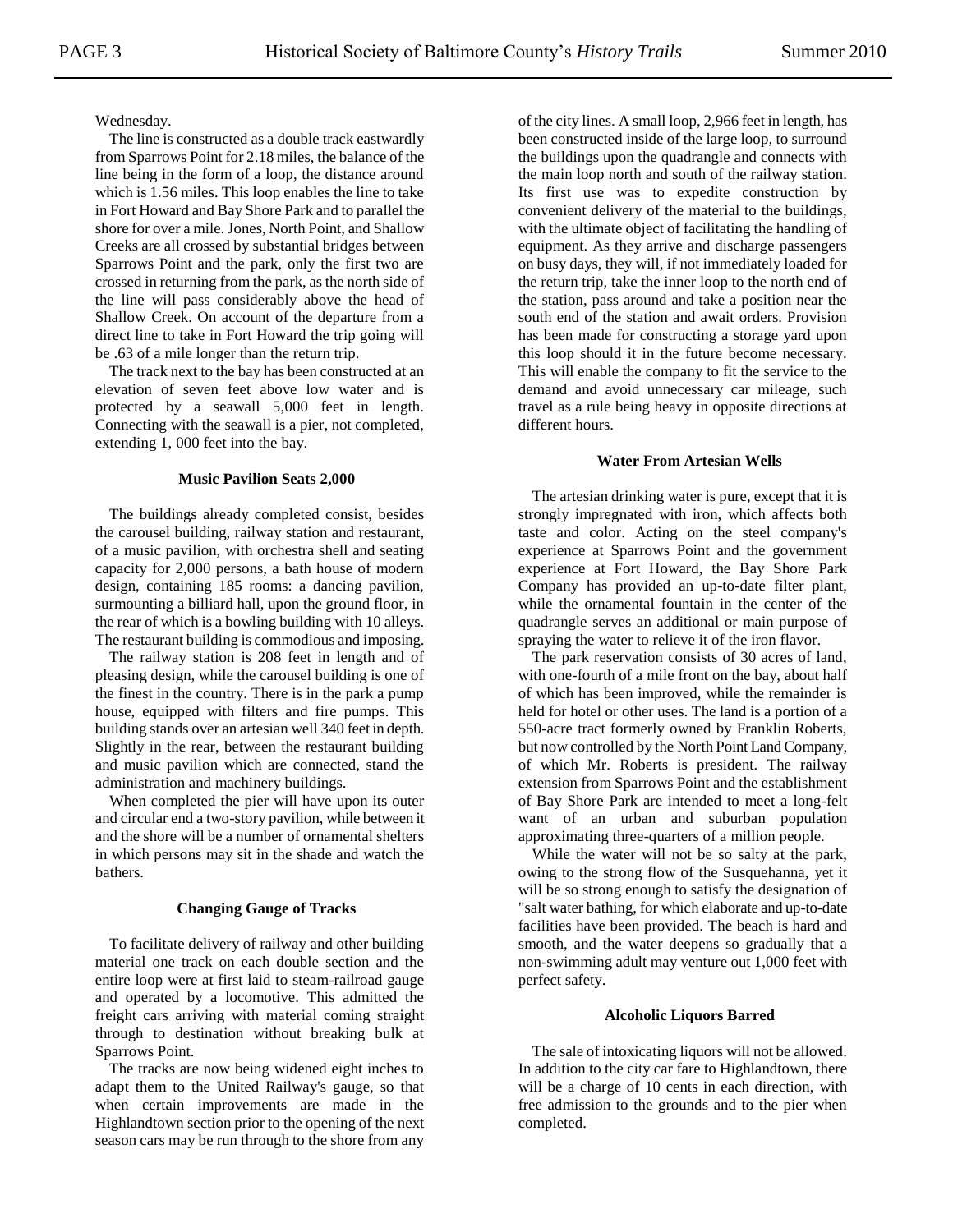Wednesday.

The line is constructed as a double track eastwardly from Sparrows Point for 2.18 miles, the balance of the line being in the form of a loop, the distance around which is 1.56 miles. This loop enables the line to take in Fort Howard and Bay Shore Park and to parallel the shore for over a mile. Jones, North Point, and Shallow Creeks are all crossed by substantial bridges between Sparrows Point and the park, only the first two are crossed in returning from the park, as the north side of the line will pass considerably above the head of Shallow Creek. On account of the departure from a direct line to take in Fort Howard the trip going will be .63 of a mile longer than the return trip.

The track next to the bay has been constructed at an elevation of seven feet above low water and is protected by a seawall 5,000 feet in length. Connecting with the seawall is a pier, not completed, extending 1, 000 feet into the bay.

#### Music Pavilion Seats 2,000

The buildings already completed consist, besides the carousel building, railway station and restaurant, of a music pavilion, with orchestra shell and seating capacity for 2,000 persons, a bath house of modern design, containing 185 rooms: a dancing pavilion, surmounting a billiard hall, upon the ground floor, in the rear of which is a bowling building with 10 alleys. The restaurant building is commodious and imposing.

The railway station is 208 feet in length and of pleasing design, while the carousel building is one of the finest in the country. There is in the park a pump house, equipped with filters and fire pumps. This building stands over an artesian well 340 feet in depth. Slightly in the rear, between the restaurant building and music pavilion which are connected, stand the administration and machinery buildings.

When completed the pier will have upon its outer and circular end a two-story pavilion, while between it and the shore will be a number of ornamental shelters in which persons may sit in the shade and watch the bathers.

#### Changing Gauge of Tracks

To facilitate delivery of railway and other building material one track on each double section and the entire loop were at first laid to steam-railroad gauge and operated by a locomotive. This admitted the freight cars arriving with material coming straight through to destination without breaking bulk at Sparrows Point.

The tracks are now being widened eight inches to adapt them to the United Railway's gauge, so that when certain improvements are made in the Highlandtown section prior to the opening of the next season cars may be run through to the shore from any of the city lines. A small loop, 2,966 feet in length, has been constructed inside of the large loop, to surround the buildings upon the quadrangle and connects with the main loop north and south of the railway station. Its first use was to expedite construction by convenient delivery of the material to the buildings, with the ultimate object of facilitating the handling of equipment. As they arrive and discharge passengers on busy days, they will, if not immediately loaded for the return trip, take the inner loop to the north end of the station, pass around and take a position near the south end of the station and await orders. Provision has been made for constructing a storage yard upon this loop should it in the future become necessary. This will enable the company to fit the service to the demand and avoid unnecessary car mileage, such travel as a rule being heavy in opposite directions at different hours.

#### Water From Artesian Wells

The artesian drinking water is pure, except that it is strongly impregnated with iron, which affects both taste and color. Acting on the steel company's experience at Sparrows Point and the government experience at Fort Howard, the Bay Shore Park Company has provided an up-to-date filter plant, while the ornamental fountain in the center of the quadrangle serves an additional or main purpose of spraying the water to relieve it of the iron flavor.

The park reservation consists of 30 acres of land, with one-fourth of a mile front on the bay, about half of which has been improved, while the remainder is held for hotel or other uses. The land is a portion of a 550-acre tract formerly owned by Franklin Roberts, but now controlled by the North Point Land Company, of which Mr. Roberts is president. The railway extension from Sparrows Point and the establishment of Bay Shore Park are intended to meet a long-felt want of an urban and suburban population approximating three-quarters of a million people.

While the water will not be so salty at the park, owing to the strong flow of the Susquehanna, yet it will be so strong enough to satisfy the designation of "salt water bathing, for which elaborate and up-to-date facilities have been provided. The beach is hard and smooth, and the water deepens so gradually that a non-swimming adult may venture out 1,000 feet with perfect safety.

#### Alcoholic Liquors Barred

The sale of intoxicating liquors will not be allowed. In addition to the city car fare to Highlandtown, there will be a charge of 10 cents in each direction, with free admission to the grounds and to the pier when completed.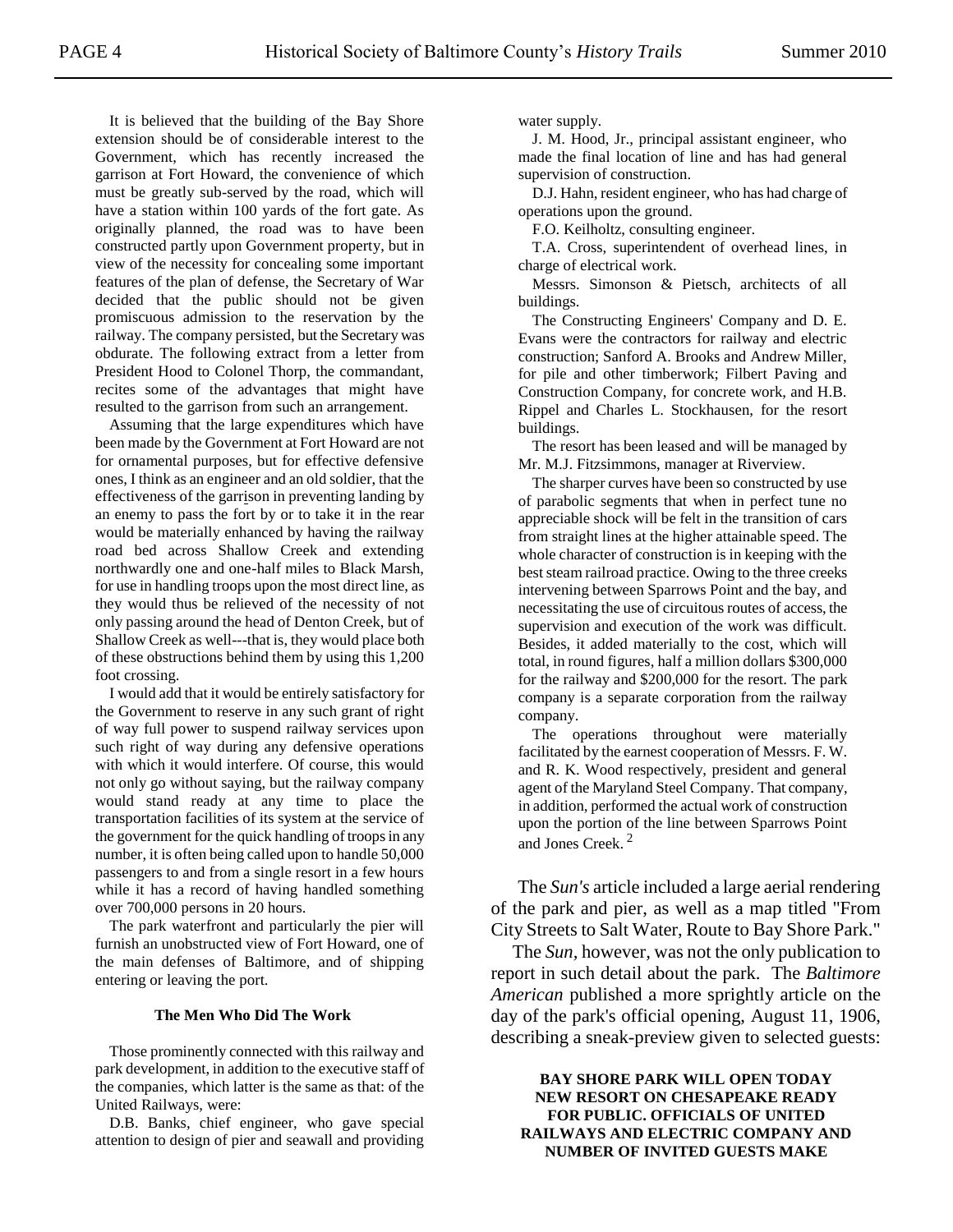It is believed that the building of the Bay Shore extension should be of considerable interest to the Government, which has recently increased the garrison at Fort Howard, the convenience of which must be greatly sub-served by the road, which will have a station within 100 yards of the fort gate. As originally planned, the road was to have been constructed partly upon Government property, but in view of the necessity for concealing some important features of the plan of defense, the Secretary of War decided that the public should not be given promiscuous admission to the reservation by the railway. The company persisted, but the Secretary was obdurate. The following extract from a letter from President Hood to Colonel Thorp, the commandant, recites some of the advantages that might have resulted to the garrison from such an arrangement.

Assuming that the large expenditures which have been made by the Government at Fort Howard are not for ornamental purposes, but for effective defensive ones, I think as an engineer and an old soldier, that the effectiveness of the garrison in preventing landing by an enemy to pass the fort by or to take it in the rear would be materially enhanced by having the railway road bed across Shallow Creek and extending northwardly one and one-half miles to Black Marsh, for use in handling troops upon the most direct line, as they would thus be relieved of the necessity of not only passing around the head of Denton Creek, but of Shallow Creek as well---that is, they would place both of these obstructions behind them by using this 1,200 foot crossing.

I would add that it would be entirely satisfactory for the Government to reserve in any such grant of right of way full power to suspend railway services upon such right of way during any defensive operations with which it would interfere. Of course, this would not only go without saying, but the railway company would stand ready at any time to place the transportation facilities of its system at the service of the government for the quick handling of troops in any number, it is often being called upon to handle 50,000 passengers to and from a single resort in a few hours while it has a record of having handled something over 700,000 persons in 20 hours.

The park waterfront and particularly the pier will furnish an unobstructed view of Fort Howard, one of the main defenses of Baltimore, and of shipping entering or leaving the port.

**The Men Who Did The Work**

Those prominently connected with this railway and park development, in addition to the executive staff of the companies, which latter is the same as that: of the United Railways, were:

D.B. Banks, chief engineer, who gave special attention to design of pier and seawall and providing water supply.

J. M. Hood, Jr., principal assistant engineer, who made the final location of line and has had general supervision of construction.

D.J. Hahn, resident engineer, who has had charge of operations upon the ground.

F.O. Keilholtz, consulting engineer.

T.A. Cross, superintendent of overhead lines, in charge of electrical work.

Messrs. Simonson & Pietsch, architects of all buildings.

The Constructing Engineers' Company and D. E. Evans were the contractors for railway and electric construction; Sanford A. Brooks and Andrew Miller, for pile and other timberwork; Filbert Paving and Construction Company, for concrete work, and H.B. Rippel and Charles L. Stockhausen, for the resort buildings.

The resort has been leased and will be managed by Mr. M.J. Fitzsimmons, manager at Riverview.

The sharper curves have been so constructed by use of parabolic segments that when in perfect tune no appreciable shock will be felt in the transition of cars from straight lines at the higher attainable speed. The whole character of construction is in keeping with the best steam railroad practice. Owing to the three creeks intervening between Sparrows Point and the bay, and necessitating the use of circuitous routes of access, the supervision and execution of the work was difficult. Besides, it added materially to the cost, which will total, in round figures, half a million dollars $300,000 for the railway and $200,000 for the resort. The park company is a separate corporation from the railway company.

The operations throughout were materially facilitated by the earnest cooperation of Messrs. F. W. and R. K. Wood respectively, president and general agent of the Maryland Steel Company. That company, in addition, performed the actual work of construction upon the portion of the line between Sparrows Point and Jones Creek. [2]

The *Sun's* article included a large aerial rendering of the park and pier, as well as a map titled "From City Streets to Salt Water, Route to Bay Shore Park."

The *Sun,* however, was not the only publication to report in such detail about the park. The *Baltimore American* published a more sprightly article on the day of the park's official opening, August 11, 1906, describing a sneak-preview given to selected guests:

**BAY SHORE PARK WILL OPEN TODAY NEW RESORT ON CHESAPEAKE READY FOR PUBLIC. OFFICIALS OF UNITED RAILWAYS AND ELECTRIC COMPANY AND NUMBER OF INVITED GUESTS MAKE**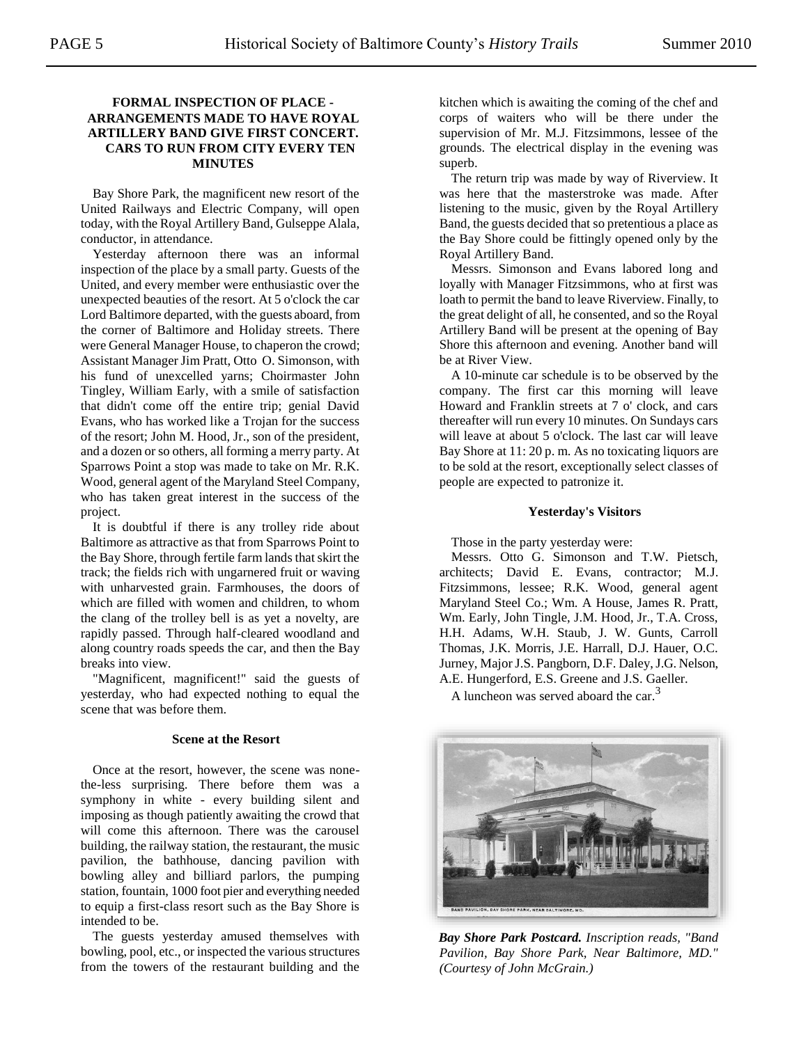**FORMAL INSPECTION OF PLACE - ARRANGEMENTS MADE TO HAVE ROYAL ARTILLERY BAND GIVE FIRST CONCERT. CARS TO RUN FROM CITY EVERY TEN MINUTES**

Bay Shore Park, the magnificent new resort of the United Railways and Electric Company, will open today, with the Royal Artillery Band, Gulseppe Alala, conductor, in attendance.

Yesterday afternoon there was an informal inspection of the place by a small party. Guests of the United, and every member were enthusiastic over the unexpected beauties of the resort. At 5 o'clock the car Lord Baltimore departed, with the guests aboard, from the corner of Baltimore and Holiday streets. There were General Manager House, to chaperon the crowd; Assistant Manager Jim Pratt, Otto O. Simonson, with his fund of unexcelled yarns; Choirmaster John Tingley, William Early, with a smile of satisfaction that didn't come off the entire trip; genial David Evans, who has worked like a Trojan for the success of the resort; John M. Hood, Jr., son of the president, and a dozen or so others, all forming a merry party. At Sparrows Point a stop was made to take on Mr. R.K. Wood, general agent of the Maryland Steel Company, who has taken great interest in the success of the project.

It is doubtful if there is any trolley ride about Baltimore as attractive as that from Sparrows Point to the Bay Shore, through fertile farm lands that skirt the track; the fields rich with ungarnered fruit or waving with unharvested grain. Farmhouses, the doors of which are filled with women and children, to whom the clang of the trolley bell is as yet a novelty, are rapidly passed. Through half-cleared woodland and along country roads speeds the car, and then the Bay breaks into view.

"Magnificent, magnificent!" said the guests of yesterday, who had expected nothing to equal the scene that was before them.

**Scene at the Resort**

Once at the resort, however, the scene was none-the-less surprising. There before them was a symphony in white - every building silent and imposing as though patiently awaiting the crowd that will come this afternoon. There was the carousel building, the railway station, the restaurant, the music pavilion, the bathhouse, dancing pavilion with bowling alley and billiard parlors, the pumping station, fountain, 1000 foot pier and everything needed to equip a first-class resort such as the Bay Shore is intended to be.

The guests yesterday amused themselves with bowling, pool, etc., or inspected the various structures from the towers of the restaurant building and the kitchen which is awaiting the coming of the chef and corps of waiters who will be there under the supervision of Mr. M.J. Fitzsimmons, lessee of the grounds. The electrical display in the evening was superb.

The return trip was made by way of Riverview. It was here that the masterstroke was made. After listening to the music, given by the Royal Artillery Band, the guests decided that so pretentious a place as the Bay Shore could be fittingly opened only by the Royal Artillery Band.

Messrs. Simonson and Evans labored long and loyally with Manager Fitzsimmons, who at first was loath to permit the band to leave Riverview. Finally, to the great delight of all, he consented, and so the Royal Artillery Band will be present at the opening of Bay Shore this afternoon and evening. Another band will be at River View.

A 10-minute car schedule is to be observed by the company. The first car this morning will leave Howard and Franklin streets at 7 o' clock, and cars thereafter will run every 10 minutes. On Sundays cars will leave at about 5 o'clock. The last car will leave Bay Shore at 11: 20 p. m. As no toxicating liquors are to be sold at the resort, exceptionally select classes of people are expected to patronize it.

**Yesterday's Visitors**

Those in the party yesterday were:

Messrs. Otto G. Simonson and T.W. Pietsch, architects; David E. Evans, contractor; M.J. Fitzsimmons, lessee; R.K. Wood, general agent Maryland Steel Co.; Wm. A House, James R. Pratt, Wm. Early, John Tingle, J.M. Hood, Jr., T.A. Cross, H.H. Adams, W.H. Staub, J. W. Gunts, Carroll Thomas, J.K. Morris, J.E. Harrall, D.J. Hauer, O.C. Jurney, Major J.S. Pangborn, D.F. Daley, J.G. Nelson, A.E. Hungerford, E.S. Greene and J.S. Gaeller.

A luncheon was served aboard the car.[3]

***Bay Shore Park Postcard.*** *Inscription reads, "Band Pavilion, Bay Shore Park, Near Baltimore, MD." (Courtesy of John McGrain.)*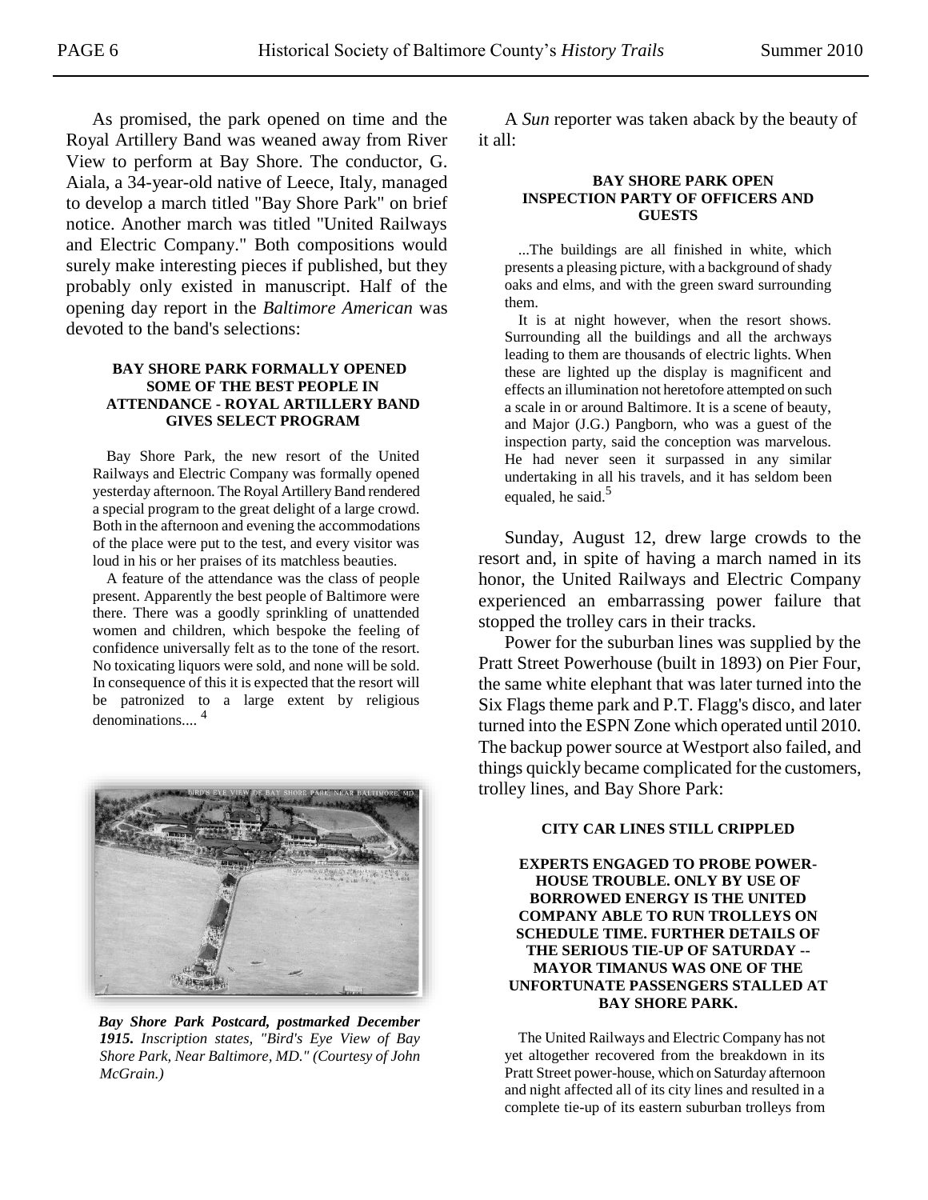As promised, the park opened on time and the Royal Artillery Band was weaned away from River View to perform at Bay Shore. The conductor, G. Aiala, a 34-year-old native of Leece, Italy, managed to develop a march titled "Bay Shore Park" on brief notice. Another march was titled "United Railways and Electric Company." Both compositions would surely make interesting pieces if published, but they probably only existed in manuscript. Half of the opening day report in the *Baltimore American* was devoted to the band's selections:

> **BAY SHORE PARK FORMALLY OPENED SOME OF THE BEST PEOPLE IN ATTENDANCE - ROYAL ARTILLERY BAND GIVES SELECT PROGRAM**
>
> Bay Shore Park, the new resort of the United Railways and Electric Company was formally opened yesterday afternoon. The Royal Artillery Band rendered a special program to the great delight of a large crowd. Both in the afternoon and evening the accommodations of the place were put to the test, and every visitor was loud in his or her praises of its matchless beauties.
>
> A feature of the attendance was the class of people present. Apparently the best people of Baltimore were there. There was a goodly sprinkling of unattended women and children, which bespoke the feeling of confidence universally felt as to the tone of the resort. No toxicating liquors were sold, and none will be sold. In consequence of this it is expected that the resort will be patronized to a large extent by religious denominations.... [4]

***Bay Shore Park Postcard, postmarked December 1915.*** *Inscription states, "Bird's Eye View of Bay Shore Park, Near Baltimore, MD." (Courtesy of John McGrain.)*

A *Sun* reporter was taken aback by the beauty of it all:

> **BAY SHORE PARK OPEN INSPECTION PARTY OF OFFICERS AND GUESTS**
>
> ...The buildings are all finished in white, which presents a pleasing picture, with a background of shady oaks and elms, and with the green sward surrounding them.
>
> It is at night however, when the resort shows. Surrounding all the buildings and all the archways leading to them are thousands of electric lights. When these are lighted up the display is magnificent and effects an illumination not heretofore attempted on such a scale in or around Baltimore. It is a scene of beauty, and Major (J.G.) Pangborn, who was a guest of the inspection party, said the conception was marvelous. He had never seen it surpassed in any similar undertaking in all his travels, and it has seldom been equaled, he said.[5]

Sunday, August 12, drew large crowds to the resort and, in spite of having a march named in its honor, the United Railways and Electric Company experienced an embarrassing power failure that stopped the trolley cars in their tracks.

Power for the suburban lines was supplied by the Pratt Street Powerhouse (built in 1893) on Pier Four, the same white elephant that was later turned into the Six Flags theme park and P.T. Flagg's disco, and later turned into the ESPN Zone which operated until 2010. The backup power source at Westport also failed, and things quickly became complicated for the customers, trolley lines, and Bay Shore Park:

> **CITY CAR LINES STILL CRIPPLED**
>
> **EXPERTS ENGAGED TO PROBE POWER-HOUSE TROUBLE. ONLY BY USE OF BORROWED ENERGY IS THE UNITED COMPANY ABLE TO RUN TROLLEYS ON SCHEDULE TIME. FURTHER DETAILS OF THE SERIOUS TIE-UP OF SATURDAY -- MAYOR TIMANUS WAS ONE OF THE UNFORTUNATE PASSENGERS STALLED AT BAY SHORE PARK.**
>
> The United Railways and Electric Company has not yet altogether recovered from the breakdown in its Pratt Street power-house, which on Saturday afternoon and night affected all of its city lines and resulted in a complete tie-up of its eastern suburban trolleys from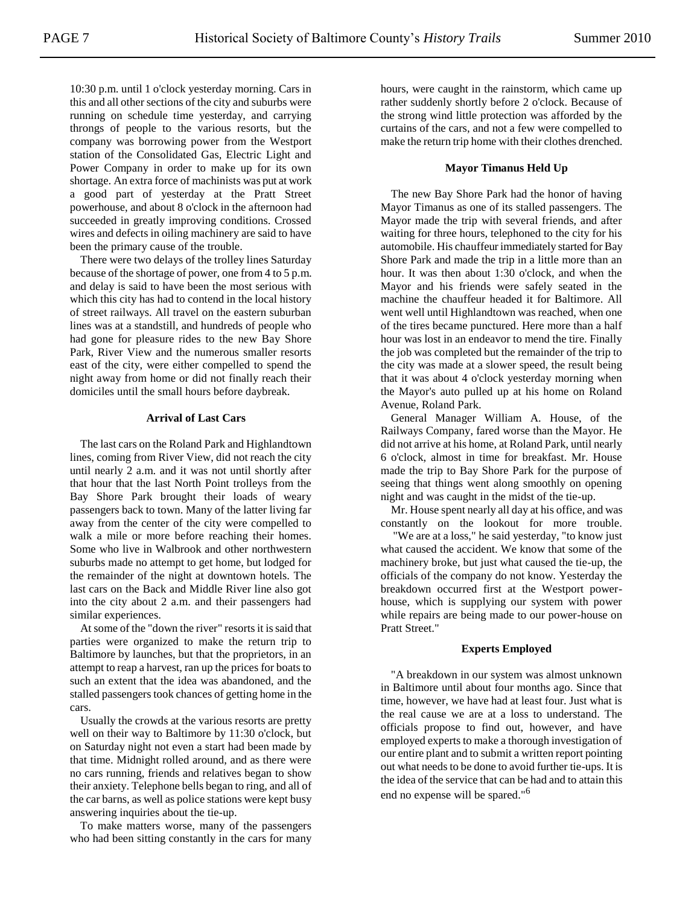10:30 p.m. until 1 o'clock yesterday morning. Cars in this and all other sections of the city and suburbs were running on schedule time yesterday, and carrying throngs of people to the various resorts, but the company was borrowing power from the Westport station of the Consolidated Gas, Electric Light and Power Company in order to make up for its own shortage. An extra force of machinists was put at work a good part of yesterday at the Pratt Street powerhouse, and about 8 o'clock in the afternoon had succeeded in greatly improving conditions. Crossed wires and defects in oiling machinery are said to have been the primary cause of the trouble.

There were two delays of the trolley lines Saturday because of the shortage of power, one from 4 to 5 p.m. and delay is said to have been the most serious with which this city has had to contend in the local history of street railways. All travel on the eastern suburban lines was at a standstill, and hundreds of people who had gone for pleasure rides to the new Bay Shore Park, River View and the numerous smaller resorts east of the city, were either compelled to spend the night away from home or did not finally reach their domiciles until the small hours before daybreak.

**Arrival of Last Cars**

The last cars on the Roland Park and Highlandtown lines, coming from River View, did not reach the city until nearly 2 a.m. and it was not until shortly after that hour that the last North Point trolleys from the Bay Shore Park brought their loads of weary passengers back to town. Many of the latter living far away from the center of the city were compelled to walk a mile or more before reaching their homes. Some who live in Walbrook and other northwestern suburbs made no attempt to get home, but lodged for the remainder of the night at downtown hotels. The last cars on the Back and Middle River line also got into the city about 2 a.m. and their passengers had similar experiences.

At some of the "down the river" resorts it is said that parties were organized to make the return trip to Baltimore by launches, but that the proprietors, in an attempt to reap a harvest, ran up the prices for boats to such an extent that the idea was abandoned, and the stalled passengers took chances of getting home in the cars.

Usually the crowds at the various resorts are pretty well on their way to Baltimore by 11:30 o'clock, but on Saturday night not even a start had been made by that time. Midnight rolled around, and as there were no cars running, friends and relatives began to show their anxiety. Telephone bells began to ring, and all of the car barns, as well as police stations were kept busy answering inquiries about the tie-up.

To make matters worse, many of the passengers who had been sitting constantly in the cars for many hours, were caught in the rainstorm, which came up rather suddenly shortly before 2 o'clock. Because of the strong wind little protection was afforded by the curtains of the cars, and not a few were compelled to make the return trip home with their clothes drenched.

**Mayor Timanus Held Up**

The new Bay Shore Park had the honor of having Mayor Timanus as one of its stalled passengers. The Mayor made the trip with several friends, and after waiting for three hours, telephoned to the city for his automobile. His chauffeur immediately started for Bay Shore Park and made the trip in a little more than an hour. It was then about 1:30 o'clock, and when the Mayor and his friends were safely seated in the machine the chauffeur headed it for Baltimore. All went well until Highlandtown was reached, when one of the tires became punctured. Here more than a half hour was lost in an endeavor to mend the tire. Finally the job was completed but the remainder of the trip to the city was made at a slower speed, the result being that it was about 4 o'clock yesterday morning when the Mayor's auto pulled up at his home on Roland Avenue, Roland Park.

General Manager William A. House, of the Railways Company, fared worse than the Mayor. He did not arrive at his home, at Roland Park, until nearly 6 o'clock, almost in time for breakfast. Mr. House made the trip to Bay Shore Park for the purpose of seeing that things went along smoothly on opening night and was caught in the midst of the tie-up.

Mr. House spent nearly all day at his office, and was constantly on the lookout for more trouble.

"We are at a loss," he said yesterday, "to know just what caused the accident. We know that some of the machinery broke, but just what caused the tie-up, the officials of the company do not know. Yesterday the breakdown occurred first at the Westport power-house, which is supplying our system with power while repairs are being made to our power-house on Pratt Street."

**Experts Employed**

"A breakdown in our system was almost unknown in Baltimore until about four months ago. Since that time, however, we have had at least four. Just what is the real cause we are at a loss to understand. The officials propose to find out, however, and have employed experts to make a thorough investigation of our entire plant and to submit a written report pointing out what needs to be done to avoid further tie-ups. It is the idea of the service that can be had and to attain this end no expense will be spared."[6]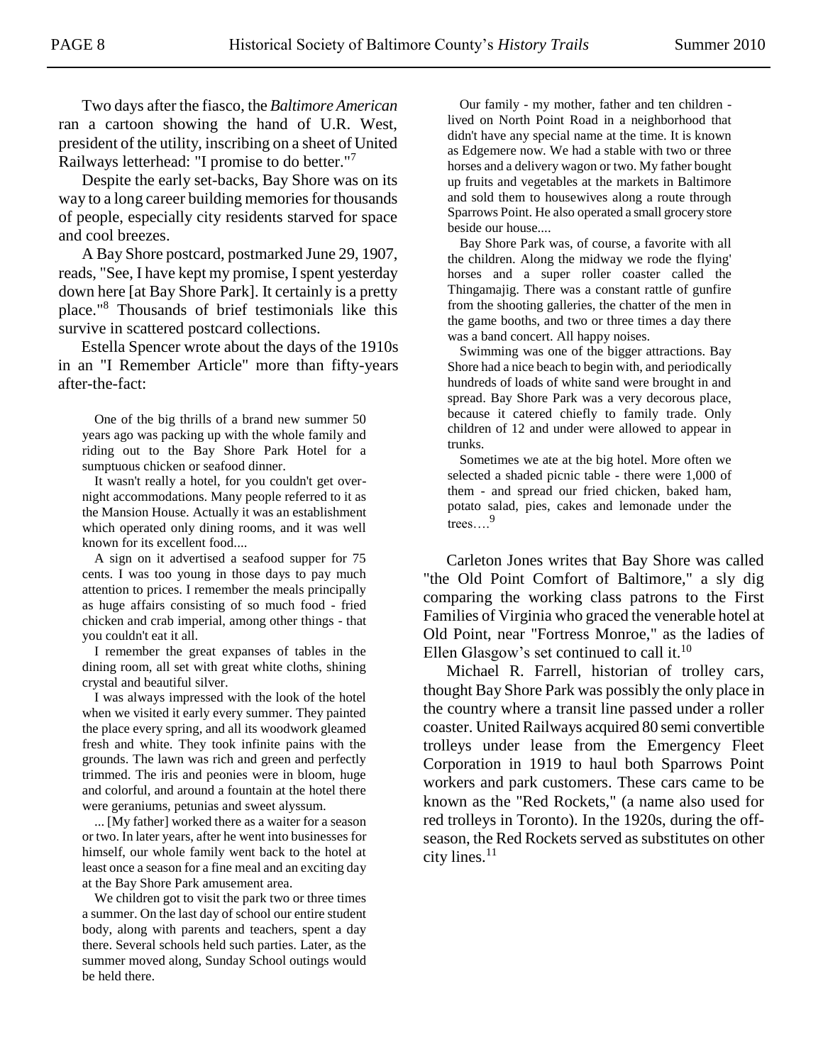Two days after the fiasco, the *Baltimore American* ran a cartoon showing the hand of U.R. West, president of the utility, inscribing on a sheet of United Railways letterhead: "I promise to do better."[7]

Despite the early set-backs, Bay Shore was on its way to a long career building memories for thousands of people, especially city residents starved for space and cool breezes.

A Bay Shore postcard, postmarked June 29, 1907, reads, "See, I have kept my promise, I spent yesterday down here [at Bay Shore Park]. It certainly is a pretty place."[8] Thousands of brief testimonials like this survive in scattered postcard collections.

Estella Spencer wrote about the days of the 1910s in an "I Remember Article" more than fifty-years after-the-fact:

> One of the big thrills of a brand new summer 50 years ago was packing up with the whole family and riding out to the Bay Shore Park Hotel for a sumptuous chicken or seafood dinner.
>
> It wasn't really a hotel, for you couldn't get over-night accommodations. Many people referred to it as the Mansion House. Actually it was an establishment which operated only dining rooms, and it was well known for its excellent food....
>
> A sign on it advertised a seafood supper for 75 cents. I was too young in those days to pay much attention to prices. I remember the meals principally as huge affairs consisting of so much food - fried chicken and crab imperial, among other things - that you couldn't eat it all.
>
> I remember the great expanses of tables in the dining room, all set with great white cloths, shining crystal and beautiful silver.
>
> I was always impressed with the look of the hotel when we visited it early every summer. They painted the place every spring, and all its woodwork gleamed fresh and white. They took infinite pains with the grounds. The lawn was rich and green and perfectly trimmed. The iris and peonies were in bloom, huge and colorful, and around a fountain at the hotel there were geraniums, petunias and sweet alyssum.
>
> ... [My father] worked there as a waiter for a season or two. In later years, after he went into businesses for himself, our whole family went back to the hotel at least once a season for a fine meal and an exciting day at the Bay Shore Park amusement area.
>
> We children got to visit the park two or three times a summer. On the last day of school our entire student body, along with parents and teachers, spent a day there. Several schools held such parties. Later, as the summer moved along, Sunday School outings would be held there.
>
> Our family - my mother, father and ten children - lived on North Point Road in a neighborhood that didn't have any special name at the time. It is known as Edgemere now. We had a stable with two or three horses and a delivery wagon or two. My father bought up fruits and vegetables at the markets in Baltimore and sold them to housewives along a route through Sparrows Point. He also operated a small grocery store beside our house....
>
> Bay Shore Park was, of course, a favorite with all the children. Along the midway we rode the flying' horses and a super roller coaster called the Thingamajig. There was a constant rattle of gunfire from the shooting galleries, the chatter of the men in the game booths, and two or three times a day there was a band concert. All happy noises.
>
> Swimming was one of the bigger attractions. Bay Shore had a nice beach to begin with, and periodically hundreds of loads of white sand were brought in and spread. Bay Shore Park was a very decorous place, because it catered chiefly to family trade. Only children of 12 and under were allowed to appear in trunks.
>
> Sometimes we ate at the big hotel. More often we selected a shaded picnic table - there were 1,000 of them - and spread our fried chicken, baked ham, potato salad, pies, cakes and lemonade under the trees….[9]

Carleton Jones writes that Bay Shore was called "the Old Point Comfort of Baltimore," a sly dig comparing the working class patrons to the First Families of Virginia who graced the venerable hotel at Old Point, near "Fortress Monroe," as the ladies of Ellen Glasgow's set continued to call it.[10]

Michael R. Farrell, historian of trolley cars, thought Bay Shore Park was possibly the only place in the country where a transit line passed under a roller coaster. United Railways acquired 80 semi convertible trolleys under lease from the Emergency Fleet Corporation in 1919 to haul both Sparrows Point workers and park customers. These cars came to be known as the "Red Rockets," (a name also used for red trolleys in Toronto). In the 1920s, during the off-season, the Red Rockets served as substitutes on other city lines.[11]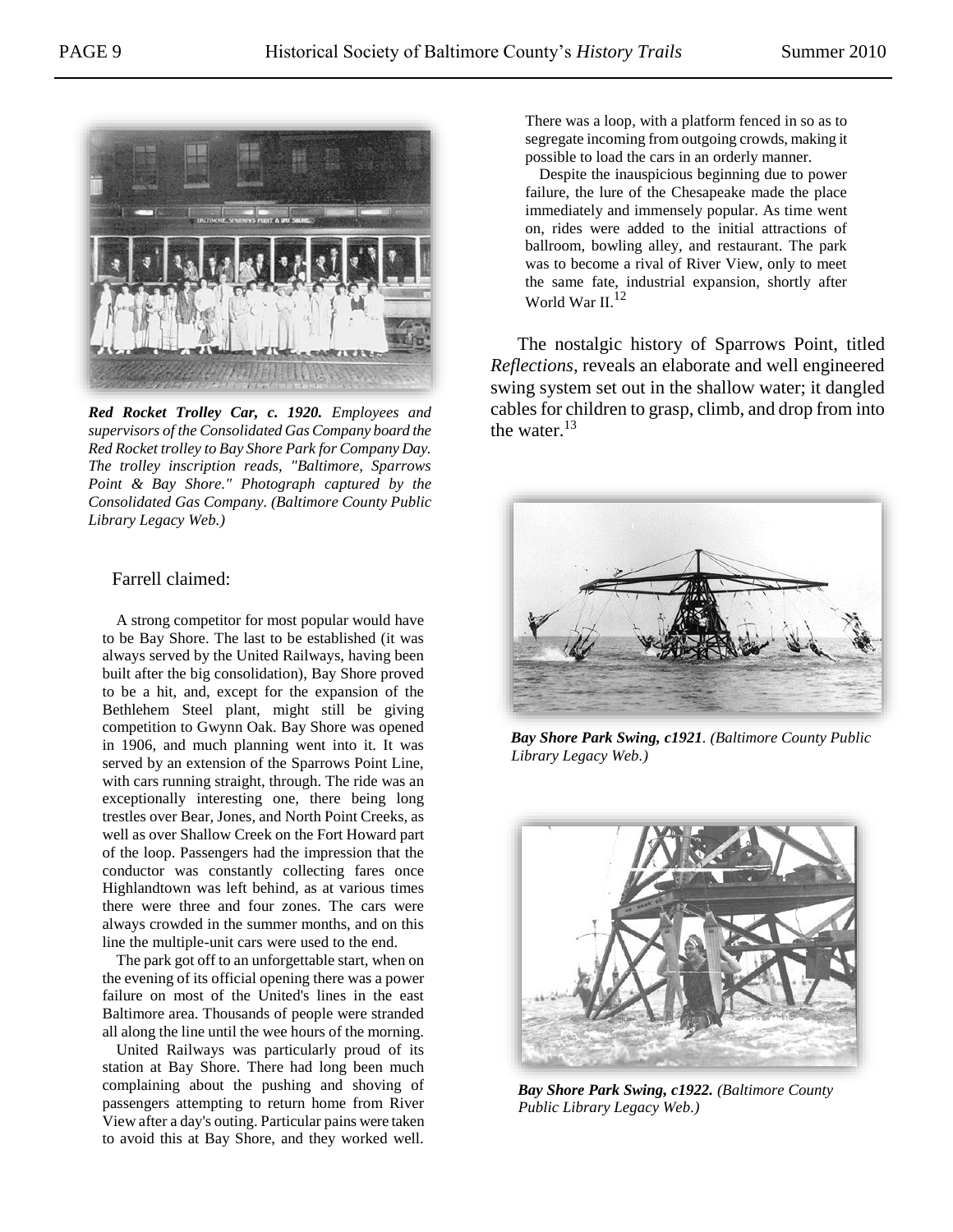*Red Rocket Trolley Car, c. 1920. Employees and supervisors of the Consolidated Gas Company board the Red Rocket trolley to Bay Shore Park for Company Day. The trolley inscription reads, "Baltimore, Sparrows Point & Bay Shore." Photograph captured by the Consolidated Gas Company. (Baltimore County Public Library Legacy Web.)*

Farrell claimed:

> A strong competitor for most popular would have to be Bay Shore. The last to be established (it was always served by the United Railways, having been built after the big consolidation), Bay Shore proved to be a hit, and, except for the expansion of the Bethlehem Steel plant, might still be giving competition to Gwynn Oak. Bay Shore was opened in 1906, and much planning went into it. It was served by an extension of the Sparrows Point Line, with cars running straight, through. The ride was an exceptionally interesting one, there being long trestles over Bear, Jones, and North Point Creeks, as well as over Shallow Creek on the Fort Howard part of the loop. Passengers had the impression that the conductor was constantly collecting fares once Highlandtown was left behind, as at various times there were three and four zones. The cars were always crowded in the summer months, and on this line the multiple-unit cars were used to the end.
>
> The park got off to an unforgettable start, when on the evening of its official opening there was a power failure on most of the United's lines in the east Baltimore area. Thousands of people were stranded all along the line until the wee hours of the morning.
>
> United Railways was particularly proud of its station at Bay Shore. There had long been much complaining about the pushing and shoving of passengers attempting to return home from River View after a day's outing. Particular pains were taken to avoid this at Bay Shore, and they worked well. There was a loop, with a platform fenced in so as to segregate incoming from outgoing crowds, making it possible to load the cars in an orderly manner.
>
> Despite the inauspicious beginning due to power failure, the lure of the Chesapeake made the place immediately and immensely popular. As time went on, rides were added to the initial attractions of ballroom, bowling alley, and restaurant. The park was to become a rival of River View, only to meet the same fate, industrial expansion, shortly after World War II.[12]

The nostalgic history of Sparrows Point, titled *Reflections*, reveals an elaborate and well engineered swing system set out in the shallow water; it dangled cables for children to grasp, climb, and drop from into the water.[13]

***Bay Shore Park Swing, c1921**. (Baltimore County Public Library Legacy Web.)*

***Bay Shore Park Swing, c1922.** (Baltimore County Public Library Legacy Web.)*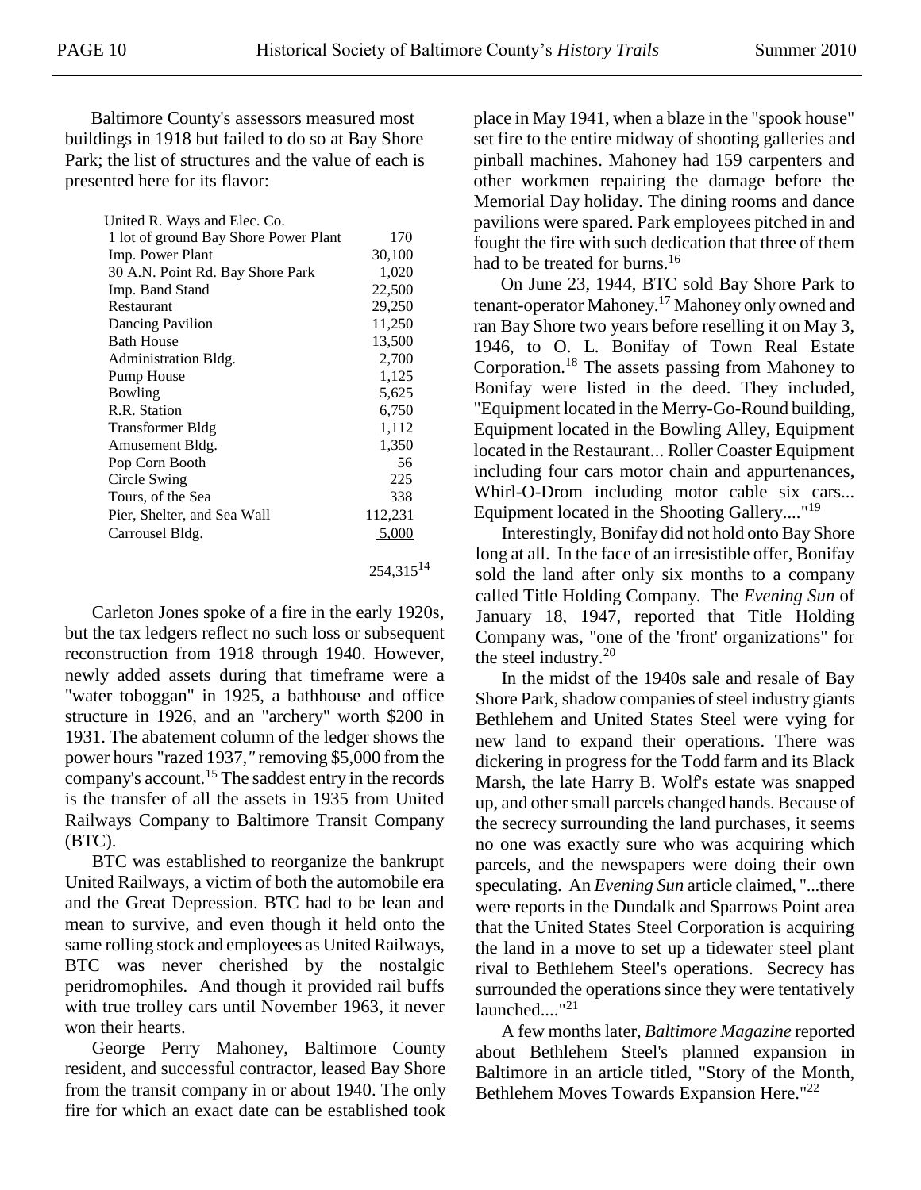Baltimore County's assessors measured most buildings in 1918 but failed to do so at Bay Shore Park; the list of structures and the value of each is presented here for its flavor:

| United R. Ways and Elec. Co. | |
|---|---|
| 1 lot of ground Bay Shore Power Plant | 170 |
| Imp. Power Plant | 30,100 |
| 30 A.N. Point Rd. Bay Shore Park | 1,020 |
| Imp. Band Stand | 22,500 |
| Restaurant | 29,250 |
| Dancing Pavilion | 11,250 |
| Bath House | 13,500 |
| Administration Bldg. | 2,700 |
| Pump House | 1,125 |
| Bowling | 5,625 |
| R.R. Station | 6,750 |
| Transformer Bldg | 1,112 |
| Amusement Bldg. | 1,350 |
| Pop Corn Booth | 56 |
| Circle Swing | 225 |
| Tours, of the Sea | 338 |
| Pier, Shelter, and Sea Wall | 112,231 |
| Carrousel Bldg. | 5,000 |
| | 254,315[14] |

Carleton Jones spoke of a fire in the early 1920s, but the tax ledgers reflect no such loss or subsequent reconstruction from 1918 through 1940. However, newly added assets during that timeframe were a "water toboggan" in 1925, a bathhouse and office structure in 1926, and an "archery" worth $200 in 1931. The abatement column of the ledger shows the power hours "razed 1937," removing $5,000 from the company's account.[15] The saddest entry in the records is the transfer of all the assets in 1935 from United Railways Company to Baltimore Transit Company (BTC).

BTC was established to reorganize the bankrupt United Railways, a victim of both the automobile era and the Great Depression. BTC had to be lean and mean to survive, and even though it held onto the same rolling stock and employees as United Railways, BTC was never cherished by the nostalgic peridromophiles. And though it provided rail buffs with true trolley cars until November 1963, it never won their hearts.

George Perry Mahoney, Baltimore County resident, and successful contractor, leased Bay Shore from the transit company in or about 1940. The only fire for which an exact date can be established took place in May 1941, when a blaze in the "spook house" set fire to the entire midway of shooting galleries and pinball machines. Mahoney had 159 carpenters and other workmen repairing the damage before the Memorial Day holiday. The dining rooms and dance pavilions were spared. Park employees pitched in and fought the fire with such dedication that three of them had to be treated for burns.[16]

On June 23, 1944, BTC sold Bay Shore Park to tenant-operator Mahoney.[17] Mahoney only owned and ran Bay Shore two years before reselling it on May 3, 1946, to O. L. Bonifay of Town Real Estate Corporation.[18] The assets passing from Mahoney to Bonifay were listed in the deed. They included, "Equipment located in the Merry-Go-Round building, Equipment located in the Bowling Alley, Equipment located in the Restaurant... Roller Coaster Equipment including four cars motor chain and appurtenances, Whirl-O-Drom including motor cable six cars... Equipment located in the Shooting Gallery...."[19]

Interestingly, Bonifay did not hold onto Bay Shore long at all. In the face of an irresistible offer, Bonifay sold the land after only six months to a company called Title Holding Company. The *Evening Sun* of January 18, 1947, reported that Title Holding Company was, "one of the 'front' organizations" for the steel industry.[20]

In the midst of the 1940s sale and resale of Bay Shore Park, shadow companies of steel industry giants Bethlehem and United States Steel were vying for new land to expand their operations. There was dickering in progress for the Todd farm and its Black Marsh, the late Harry B. Wolf's estate was snapped up, and other small parcels changed hands. Because of the secrecy surrounding the land purchases, it seems no one was exactly sure who was acquiring which parcels, and the newspapers were doing their own speculating. An *Evening Sun* article claimed, "...there were reports in the Dundalk and Sparrows Point area that the United States Steel Corporation is acquiring the land in a move to set up a tidewater steel plant rival to Bethlehem Steel's operations. Secrecy has surrounded the operations since they were tentatively launched...."[21]

A few months later, *Baltimore Magazine* reported about Bethlehem Steel's planned expansion in Baltimore in an article titled, "Story of the Month, Bethlehem Moves Towards Expansion Here."[22]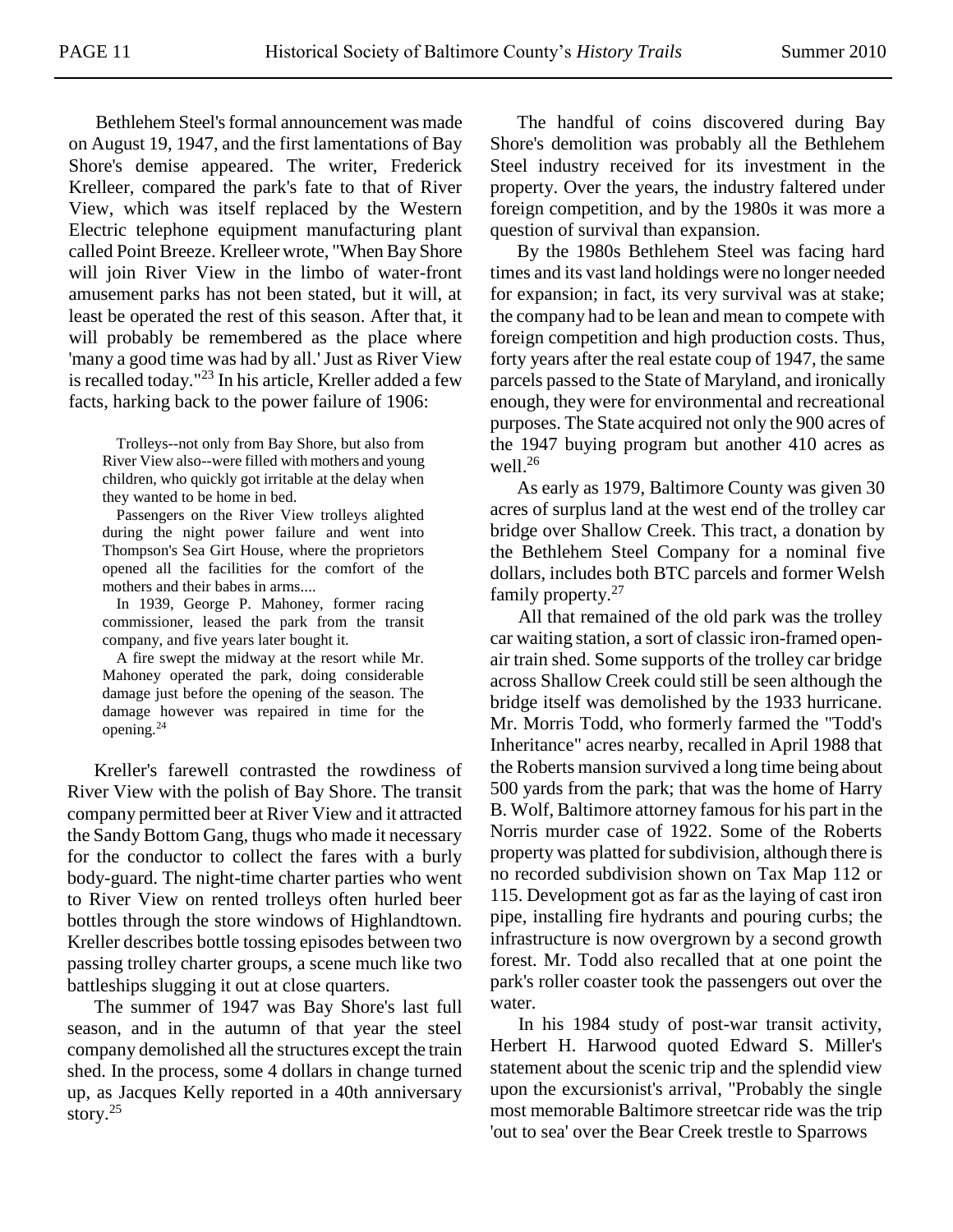Bethlehem Steel's formal announcement was made on August 19, 1947, and the first lamentations of Bay Shore's demise appeared. The writer, Frederick Krelleer, compared the park's fate to that of River View, which was itself replaced by the Western Electric telephone equipment manufacturing plant called Point Breeze. Krelleer wrote, "When Bay Shore will join River View in the limbo of water-front amusement parks has not been stated, but it will, at least be operated the rest of this season. After that, it will probably be remembered as the place where 'many a good time was had by all.' Just as River View is recalled today."[23] In his article, Kreller added a few facts, harking back to the power failure of 1906:

> Trolleys--not only from Bay Shore, but also from River View also--were filled with mothers and young children, who quickly got irritable at the delay when they wanted to be home in bed.
>
> Passengers on the River View trolleys alighted during the night power failure and went into Thompson's Sea Girt House, where the proprietors opened all the facilities for the comfort of the mothers and their babes in arms....
>
> In 1939, George P. Mahoney, former racing commissioner, leased the park from the transit company, and five years later bought it.
>
> A fire swept the midway at the resort while Mr. Mahoney operated the park, doing considerable damage just before the opening of the season. The damage however was repaired in time for the opening.[24]

Kreller's farewell contrasted the rowdiness of River View with the polish of Bay Shore. The transit company permitted beer at River View and it attracted the Sandy Bottom Gang, thugs who made it necessary for the conductor to collect the fares with a burly body-guard. The night-time charter parties who went to River View on rented trolleys often hurled beer bottles through the store windows of Highlandtown. Kreller describes bottle tossing episodes between two passing trolley charter groups, a scene much like two battleships slugging it out at close quarters.

The summer of 1947 was Bay Shore's last full season, and in the autumn of that year the steel company demolished all the structures except the train shed. In the process, some 4 dollars in change turned up, as Jacques Kelly reported in a 40th anniversary story.[25]

The handful of coins discovered during Bay Shore's demolition was probably all the Bethlehem Steel industry received for its investment in the property. Over the years, the industry faltered under foreign competition, and by the 1980s it was more a question of survival than expansion.

By the 1980s Bethlehem Steel was facing hard times and its vast land holdings were no longer needed for expansion; in fact, its very survival was at stake; the company had to be lean and mean to compete with foreign competition and high production costs. Thus, forty years after the real estate coup of 1947, the same parcels passed to the State of Maryland, and ironically enough, they were for environmental and recreational purposes. The State acquired not only the 900 acres of the 1947 buying program but another 410 acres as well.[26]

As early as 1979, Baltimore County was given 30 acres of surplus land at the west end of the trolley car bridge over Shallow Creek. This tract, a donation by the Bethlehem Steel Company for a nominal five dollars, includes both BTC parcels and former Welsh family property.[27]

All that remained of the old park was the trolley car waiting station, a sort of classic iron-framed open-air train shed. Some supports of the trolley car bridge across Shallow Creek could still be seen although the bridge itself was demolished by the 1933 hurricane. Mr. Morris Todd, who formerly farmed the "Todd's Inheritance" acres nearby, recalled in April 1988 that the Roberts mansion survived a long time being about 500 yards from the park; that was the home of Harry B. Wolf, Baltimore attorney famous for his part in the Norris murder case of 1922. Some of the Roberts property was platted for subdivision, although there is no recorded subdivision shown on Tax Map 112 or 115. Development got as far as the laying of cast iron pipe, installing fire hydrants and pouring curbs; the infrastructure is now overgrown by a second growth forest. Mr. Todd also recalled that at one point the park's roller coaster took the passengers out over the water.

In his 1984 study of post-war transit activity, Herbert H. Harwood quoted Edward S. Miller's statement about the scenic trip and the splendid view upon the excursionist's arrival, "Probably the single most memorable Baltimore streetcar ride was the trip 'out to sea' over the Bear Creek trestle to Sparrows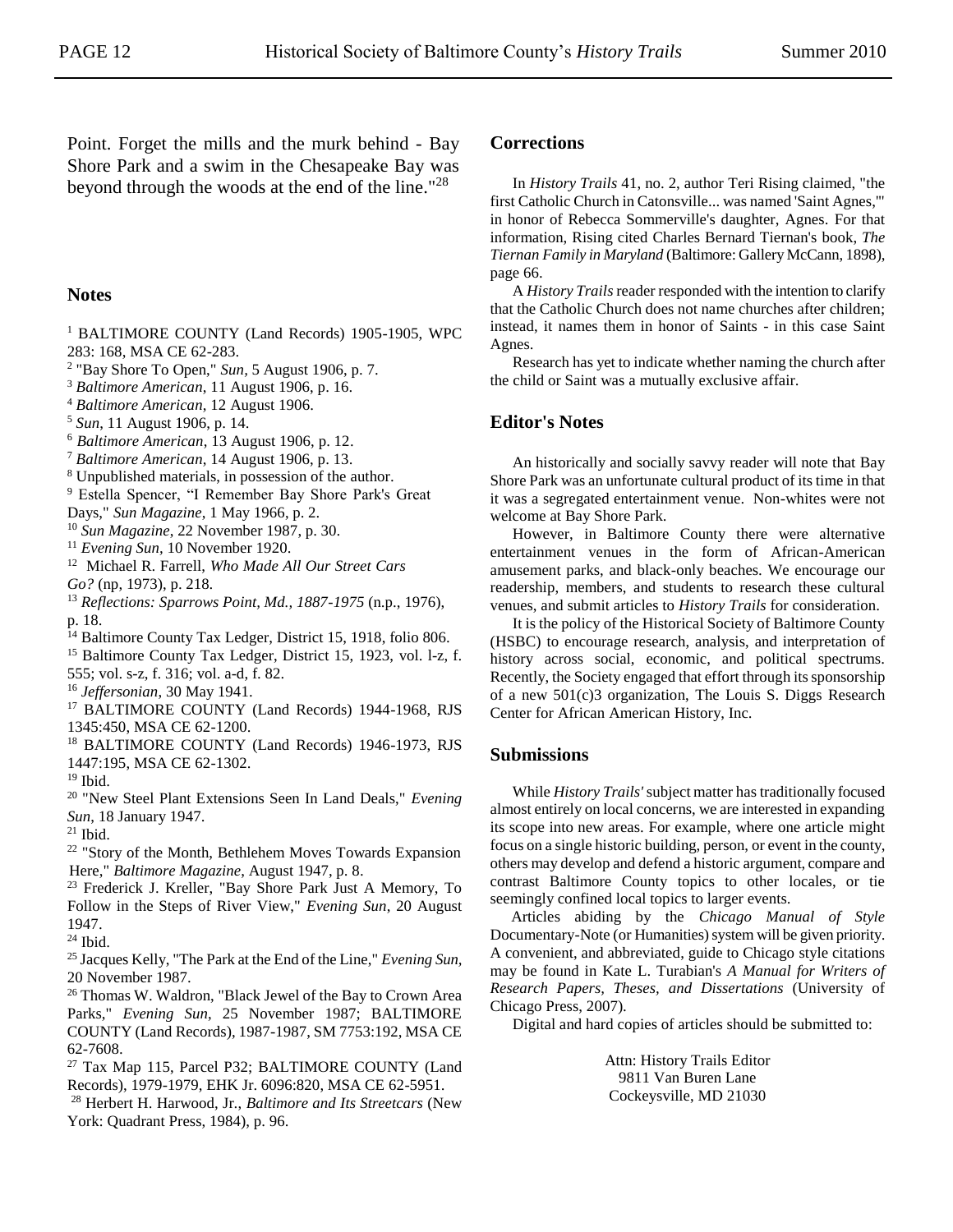Point. Forget the mills and the murk behind - Bay Shore Park and a swim in the Chesapeake Bay was beyond through the woods at the end of the line."[28]

## Notes

[1] BALTIMORE COUNTY (Land Records) 1905-1905, WPC 283: 168, MSA CE 62-283.

[2] "Bay Shore To Open," *Sun*, 5 August 1906, p. 7.

[3] *Baltimore American*, 11 August 1906, p. 16.

[4] *Baltimore American*, 12 August 1906.

[5] *Sun*, 11 August 1906, p. 14.

[6] *Baltimore American*, 13 August 1906, p. 12.

[7] *Baltimore American*, 14 August 1906, p. 13.

[8] Unpublished materials, in possession of the author.

[9] Estella Spencer, "I Remember Bay Shore Park's Great Days," *Sun Magazine*, 1 May 1966, p. 2.

[10] *Sun Magazine*, 22 November 1987, p. 30.

[11] *Evening Sun*, 10 November 1920.

[12] Michael R. Farrell, *Who Made All Our Street Cars Go?* (np, 1973), p. 218.

[13] *Reflections: Sparrows Point, Md., 1887-1975* (n.p., 1976), p. 18.

[14] Baltimore County Tax Ledger, District 15, 1918, folio 806.

[15] Baltimore County Tax Ledger, District 15, 1923, vol. l-z, f. 555; vol. s-z, f. 316; vol. a-d, f. 82.

[16] *Jeffersonian*, 30 May 1941.

[17] BALTIMORE COUNTY (Land Records) 1944-1968, RJS 1345:450, MSA CE 62-1200.

[18] BALTIMORE COUNTY (Land Records) 1946-1973, RJS 1447:195, MSA CE 62-1302.

[19] Ibid.

[20] "New Steel Plant Extensions Seen In Land Deals," *Evening Sun*, 18 January 1947.

[21] Ibid.

[22] "Story of the Month, Bethlehem Moves Towards Expansion Here," *Baltimore Magazine*, August 1947, p. 8.

[23] Frederick J. Kreller, "Bay Shore Park Just A Memory, To Follow in the Steps of River View," *Evening Sun*, 20 August 1947.

[24] Ibid.

[25] Jacques Kelly, "The Park at the End of the Line," *Evening Sun*, 20 November 1987.

[26] Thomas W. Waldron, "Black Jewel of the Bay to Crown Area Parks," *Evening Sun*, 25 November 1987; BALTIMORE COUNTY (Land Records), 1987-1987, SM 7753:192, MSA CE 62-7608.

[27] Tax Map 115, Parcel P32; BALTIMORE COUNTY (Land Records), 1979-1979, EHK Jr. 6096:820, MSA CE 62-5951.

[28] Herbert H. Harwood, Jr., *Baltimore and Its Streetcars* (New York: Quadrant Press, 1984), p. 96.

## Corrections

In *History Trails* 41, no. 2, author Teri Rising claimed, "the first Catholic Church in Catonsville... was named 'Saint Agnes,'" in honor of Rebecca Sommerville's daughter, Agnes. For that information, Rising cited Charles Bernard Tiernan's book, *The Tiernan Family in Maryland* (Baltimore: Gallery McCann, 1898), page 66.

A *History Trails* reader responded with the intention to clarify that the Catholic Church does not name churches after children; instead, it names them in honor of Saints - in this case Saint Agnes.

Research has yet to indicate whether naming the church after the child or Saint was a mutually exclusive affair.

## Editor's Notes

An historically and socially savvy reader will note that Bay Shore Park was an unfortunate cultural product of its time in that it was a segregated entertainment venue. Non-whites were not welcome at Bay Shore Park.

However, in Baltimore County there were alternative entertainment venues in the form of African-American amusement parks, and black-only beaches. We encourage our readership, members, and students to research these cultural venues, and submit articles to *History Trails* for consideration.

It is the policy of the Historical Society of Baltimore County (HSBC) to encourage research, analysis, and interpretation of history across social, economic, and political spectrums. Recently, the Society engaged that effort through its sponsorship of a new 501(c)3 organization, The Louis S. Diggs Research Center for African American History, Inc.

## Submissions

While *History Trails'* subject matter has traditionally focused almost entirely on local concerns, we are interested in expanding its scope into new areas. For example, where one article might focus on a single historic building, person, or event in the county, others may develop and defend a historic argument, compare and contrast Baltimore County topics to other locales, or tie seemingly confined local topics to larger events.

Articles abiding by the *Chicago Manual of Style* Documentary-Note (or Humanities) system will be given priority. A convenient, and abbreviated, guide to Chicago style citations may be found in Kate L. Turabian's *A Manual for Writers of Research Papers, Theses, and Dissertations* (University of Chicago Press, 2007).

Digital and hard copies of articles should be submitted to:

Attn: History Trails Editor
9811 Van Buren Lane
Cockeysville, MD 21030